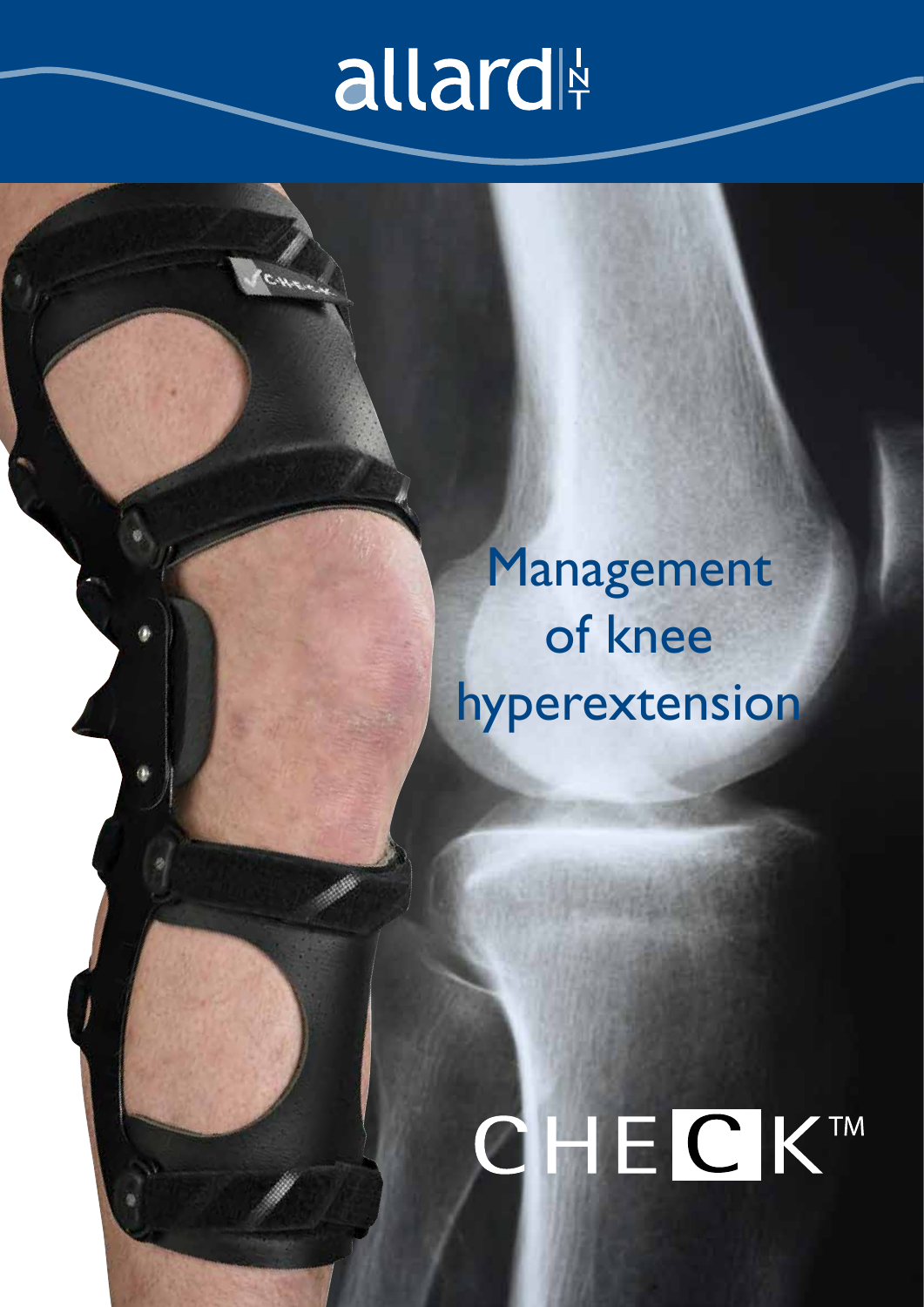allard INT

# Management of knee hyperextension

CHECK™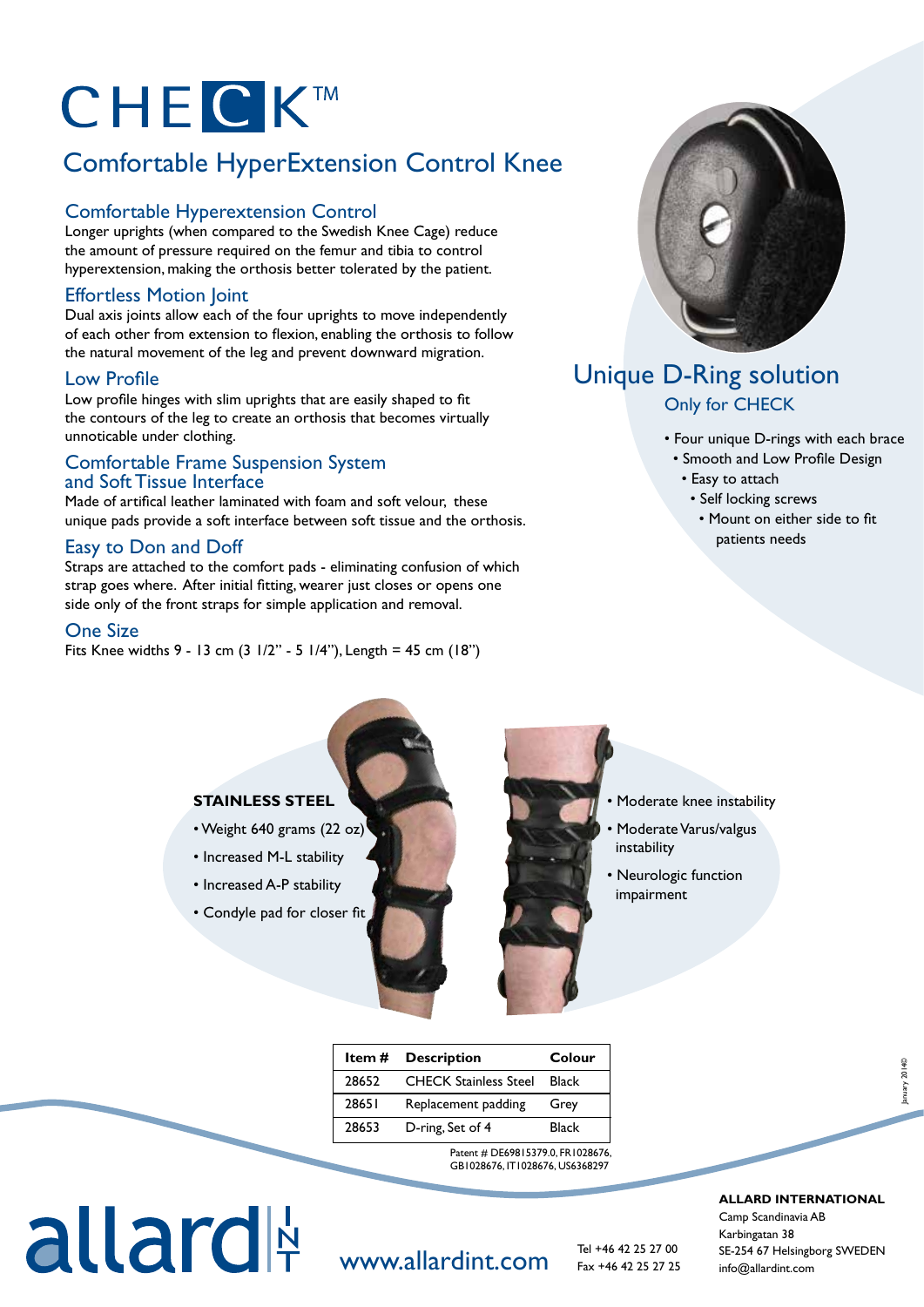# CHECK™

## Comfortable HyperExtension Control Knee

### Comfortable Hyperextension Control

Longer uprights (when compared to the Swedish Knee Cage) reduce the amount of pressure required on the femur and tibia to control hyperextension, making the orthosis better tolerated by the patient.

### Effortless Motion Joint

Dual axis joints allow each of the four uprights to move independently of each other from extension to flexion, enabling the orthosis to follow the natural movement of the leg and prevent downward migration.

### Low Profile

Low profile hinges with slim uprights that are easily shaped to fit the contours of the leg to create an orthosis that becomes virtually unnoticable under clothing.

### Comfortable Frame Suspension System and Soft Tissue Interface

Made of artifical leather laminated with foam and soft velour, these unique pads provide a soft interface between soft tissue and the orthosis.

### Easy to Don and Doff

Straps are attached to the comfort pads - eliminating confusion of which strap goes where. After initial fitting, wearer just closes or opens one side only of the front straps for simple application and removal.

### One Size

Fits Knee widths 9 - 13 cm (3 1/2" - 5 1/4"), Length = 45 cm (18")

## Unique D-Ring solution

### Only for CHECK

- Four unique D-rings with each brace
- Smooth and Low Profile Design
- Easy to attach
- Self locking screws
- Mount on either side to fit patients needs

**STAINLESS STEEL**

- Weight 640 grams (22 oz)
- Increased M-L stability
- Increased A-P stability
- Condyle pad for closer fit

- Moderate knee instability
- Moderate Varus/valgus instability
- Neurologic function impairment

| Item # | Description | Colour |
|---|---|---|
| 28652 | CHECK Stainless Steel | Black |
| 28651 | Replacement padding | Grey |
| 28653 | D-ring, Set of 4 | Black |

Patent # DE69815379.0, FR1028676, GB1028676, IT1028676, US6368297

January 2014©

allard INT

www.allardint.com

Tel +46 42 25 27 00
Fax +46 42 25 27 25

**ALLARD INTERNATIONAL**
Camp Scandinavia AB
Karbingatan 38
SE-254 67 Helsingborg SWEDEN
info@allardint.com